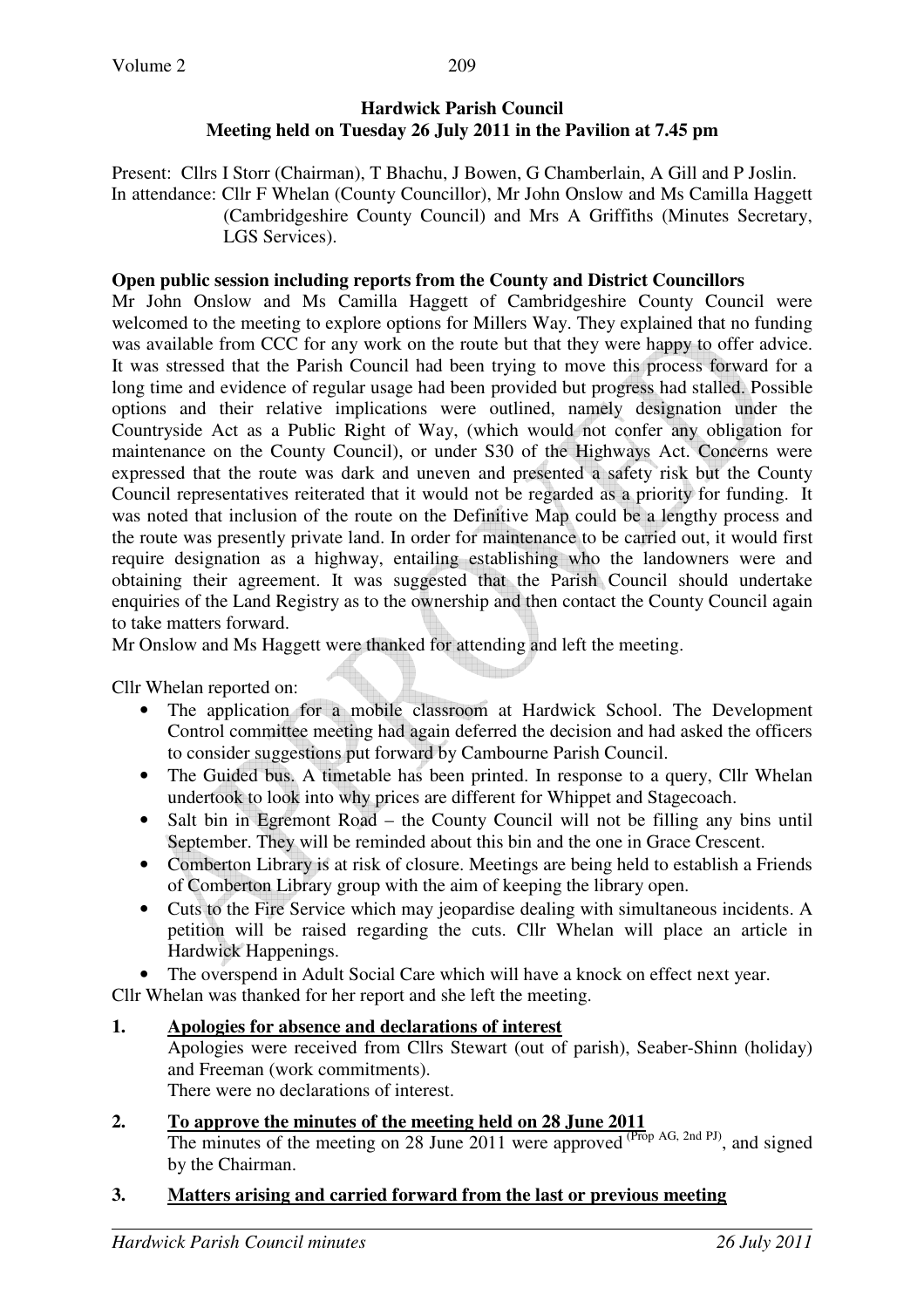**Hardwick Parish Council**
**Meeting held on Tuesday 26 July 2011 in the Pavilion at 7.45 pm**

Present: Cllrs I Storr (Chairman), T Bhachu, J Bowen, G Chamberlain, A Gill and P Joslin.
In attendance: Cllr F Whelan (County Councillor), Mr John Onslow and Ms Camilla Haggett (Cambridgeshire County Council) and Mrs A Griffiths (Minutes Secretary, LGS Services).

**Open public session including reports from the County and District Councillors**

Mr John Onslow and Ms Camilla Haggett of Cambridgeshire County Council were welcomed to the meeting to explore options for Millers Way. They explained that no funding was available from CCC for any work on the route but that they were happy to offer advice. It was stressed that the Parish Council had been trying to move this process forward for a long time and evidence of regular usage had been provided but progress had stalled. Possible options and their relative implications were outlined, namely designation under the Countryside Act as a Public Right of Way, (which would not confer any obligation for maintenance on the County Council), or under S30 of the Highways Act. Concerns were expressed that the route was dark and uneven and presented a safety risk but the County Council representatives reiterated that it would not be regarded as a priority for funding. It was noted that inclusion of the route on the Definitive Map could be a lengthy process and the route was presently private land. In order for maintenance to be carried out, it would first require designation as a highway, entailing establishing who the landowners were and obtaining their agreement. It was suggested that the Parish Council should undertake enquiries of the Land Registry as to the ownership and then contact the County Council again to take matters forward.
Mr Onslow and Ms Haggett were thanked for attending and left the meeting.

Cllr Whelan reported on:

- The application for a mobile classroom at Hardwick School. The Development Control committee meeting had again deferred the decision and had asked the officers to consider suggestions put forward by Cambourne Parish Council.
- The Guided bus. A timetable has been printed. In response to a query, Cllr Whelan undertook to look into why prices are different for Whippet and Stagecoach.
- Salt bin in Egremont Road – the County Council will not be filling any bins until September. They will be reminded about this bin and the one in Grace Crescent.
- Comberton Library is at risk of closure. Meetings are being held to establish a Friends of Comberton Library group with the aim of keeping the library open.
- Cuts to the Fire Service which may jeopardise dealing with simultaneous incidents. A petition will be raised regarding the cuts. Cllr Whelan will place an article in Hardwick Happenings.
- The overspend in Adult Social Care which will have a knock on effect next year.

Cllr Whelan was thanked for her report and she left the meeting.

**1. Apologies for absence and declarations of interest**

Apologies were received from Cllrs Stewart (out of parish), Seaber-Shinn (holiday) and Freeman (work commitments).
There were no declarations of interest.

**2. To approve the minutes of the meeting held on 28 June 2011**

The minutes of the meeting on 28 June 2011 were approved (Prop AG, 2nd PJ), and signed by the Chairman.

**3. Matters arising and carried forward from the last or previous meeting**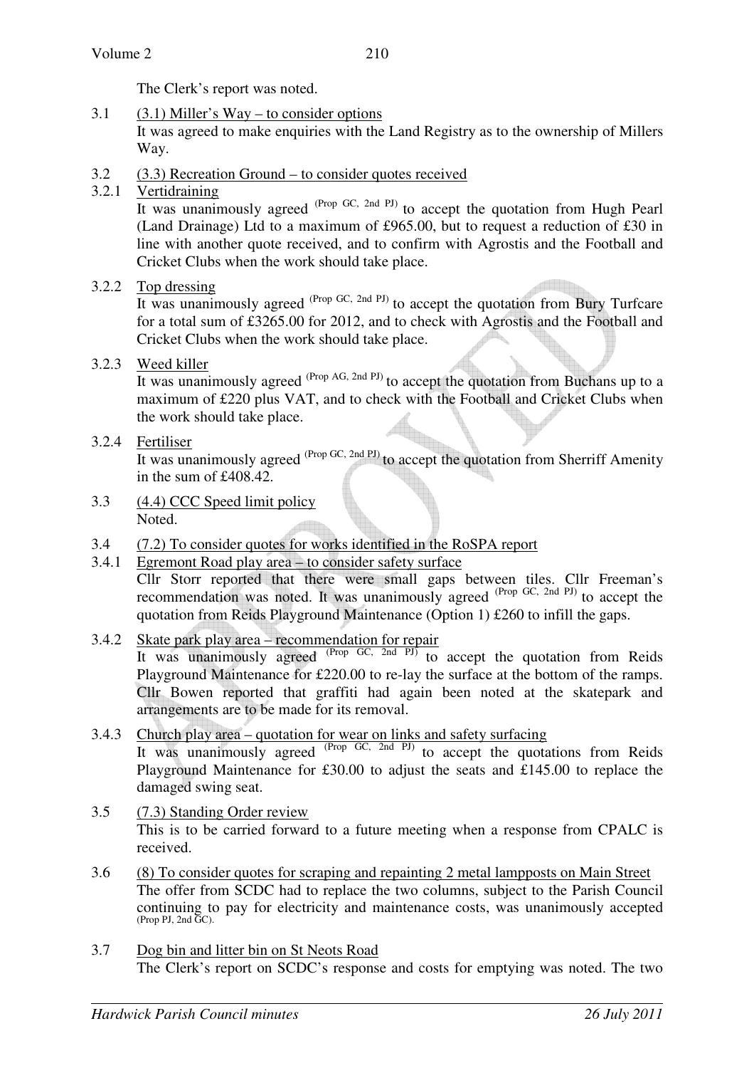The Clerk's report was noted.

3.1 (3.1) Miller's Way – to consider options

It was agreed to make enquiries with the Land Registry as to the ownership of Millers Way.

3.2 (3.3) Recreation Ground – to consider quotes received

3.2.1 Vertidraining

It was unanimously agreed (Prop GC, 2nd PJ) to accept the quotation from Hugh Pearl (Land Drainage) Ltd to a maximum of £965.00, but to request a reduction of £30 in line with another quote received, and to confirm with Agrostis and the Football and Cricket Clubs when the work should take place.

3.2.2 Top dressing

It was unanimously agreed (Prop GC, 2nd PJ) to accept the quotation from Bury Turfcare for a total sum of £3265.00 for 2012, and to check with Agrostis and the Football and Cricket Clubs when the work should take place.

3.2.3 Weed killer

It was unanimously agreed (Prop AG, 2nd PJ) to accept the quotation from Buchans up to a maximum of £220 plus VAT, and to check with the Football and Cricket Clubs when the work should take place.

3.2.4 Fertiliser

It was unanimously agreed (Prop GC, 2nd PJ) to accept the quotation from Sherriff Amenity in the sum of £408.42.

3.3 (4.4) CCC Speed limit policy

Noted.

3.4 (7.2) To consider quotes for works identified in the RoSPA report

3.4.1 Egremont Road play area – to consider safety surface

Cllr Storr reported that there were small gaps between tiles. Cllr Freeman's recommendation was noted. It was unanimously agreed (Prop GC, 2nd PJ) to accept the quotation from Reids Playground Maintenance (Option 1) £260 to infill the gaps.

3.4.2 Skate park play area – recommendation for repair

It was unanimously agreed (Prop GC, 2nd PJ) to accept the quotation from Reids Playground Maintenance for £220.00 to re-lay the surface at the bottom of the ramps. Cllr Bowen reported that graffiti had again been noted at the skatepark and arrangements are to be made for its removal.

3.4.3 Church play area – quotation for wear on links and safety surfacing

It was unanimously agreed (Prop GC, 2nd PJ) to accept the quotations from Reids Playground Maintenance for £30.00 to adjust the seats and £145.00 to replace the damaged swing seat.

3.5 (7.3) Standing Order review

This is to be carried forward to a future meeting when a response from CPALC is received.

3.6 (8) To consider quotes for scraping and repainting 2 metal lampposts on Main Street

The offer from SCDC had to replace the two columns, subject to the Parish Council continuing to pay for electricity and maintenance costs, was unanimously accepted (Prop PJ, 2nd GC).

3.7 Dog bin and litter bin on St Neots Road

The Clerk's report on SCDC's response and costs for emptying was noted. The two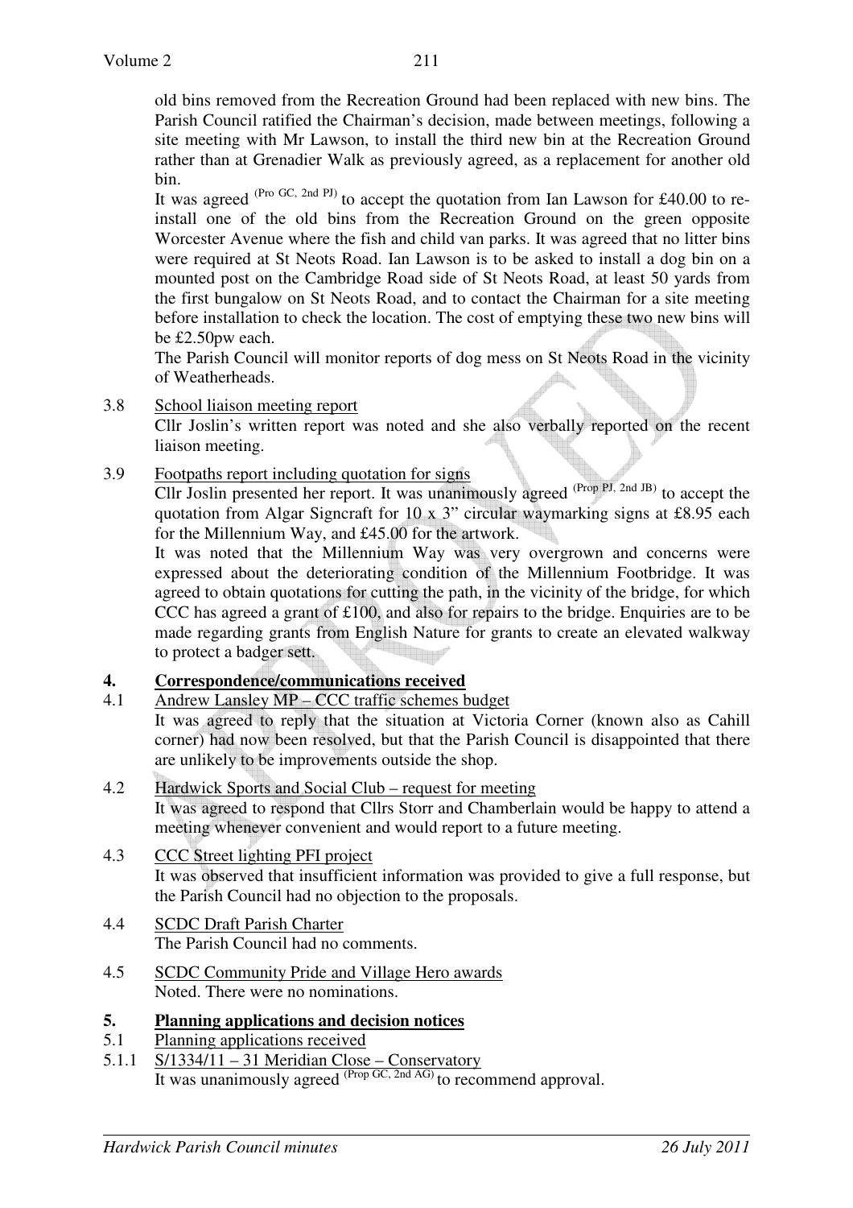old bins removed from the Recreation Ground had been replaced with new bins. The Parish Council ratified the Chairman's decision, made between meetings, following a site meeting with Mr Lawson, to install the third new bin at the Recreation Ground rather than at Grenadier Walk as previously agreed, as a replacement for another old bin.

It was agreed (Pro GC, 2nd PJ) to accept the quotation from Ian Lawson for £40.00 to re-install one of the old bins from the Recreation Ground on the green opposite Worcester Avenue where the fish and child van parks. It was agreed that no litter bins were required at St Neots Road. Ian Lawson is to be asked to install a dog bin on a mounted post on the Cambridge Road side of St Neots Road, at least 50 yards from the first bungalow on St Neots Road, and to contact the Chairman for a site meeting before installation to check the location. The cost of emptying these two new bins will be £2.50pw each.

The Parish Council will monitor reports of dog mess on St Neots Road in the vicinity of Weatherheads.

3.8 <u>School liaison meeting report</u>

Cllr Joslin's written report was noted and she also verbally reported on the recent liaison meeting.

3.9 <u>Footpaths report including quotation for signs</u>

Cllr Joslin presented her report. It was unanimously agreed (Prop PJ, 2nd JB) to accept the quotation from Algar Signcraft for 10 x 3" circular waymarking signs at £8.95 each for the Millennium Way, and £45.00 for the artwork.

It was noted that the Millennium Way was very overgrown and concerns were expressed about the deteriorating condition of the Millennium Footbridge. It was agreed to obtain quotations for cutting the path, in the vicinity of the bridge, for which CCC has agreed a grant of £100, and also for repairs to the bridge. Enquiries are to be made regarding grants from English Nature for grants to create an elevated walkway to protect a badger sett.

## 4. Correspondence/communications received

4.1 <u>Andrew Lansley MP – CCC traffic schemes budget</u>

It was agreed to reply that the situation at Victoria Corner (known also as Cahill corner) had now been resolved, but that the Parish Council is disappointed that there are unlikely to be improvements outside the shop.

4.2 <u>Hardwick Sports and Social Club – request for meeting</u>

It was agreed to respond that Cllrs Storr and Chamberlain would be happy to attend a meeting whenever convenient and would report to a future meeting.

4.3 <u>CCC Street lighting PFI project</u>

It was observed that insufficient information was provided to give a full response, but the Parish Council had no objection to the proposals.

4.4 <u>SCDC Draft Parish Charter</u>

The Parish Council had no comments.

4.5 <u>SCDC Community Pride and Village Hero awards</u>

Noted. There were no nominations.

## 5. Planning applications and decision notices

5.1 <u>Planning applications received</u>

5.1.1 <u>S/1334/11 – 31 Meridian Close – Conservatory</u>

It was unanimously agreed (Prop GC, 2nd AG) to recommend approval.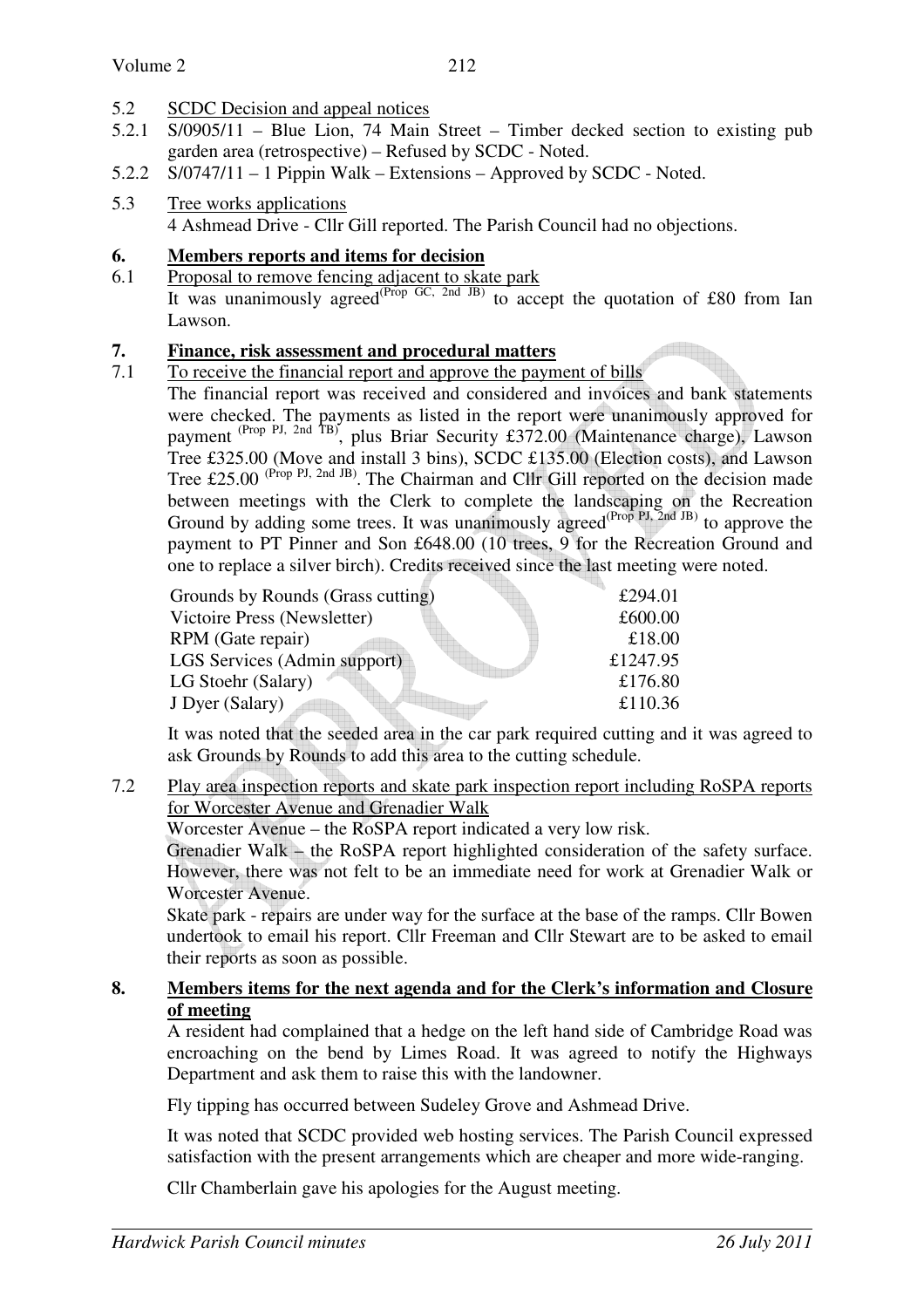5.2 SCDC Decision and appeal notices

5.2.1 S/0905/11 – Blue Lion, 74 Main Street – Timber decked section to existing pub garden area (retrospective) – Refused by SCDC - Noted.

5.2.2 S/0747/11 – 1 Pippin Walk – Extensions – Approved by SCDC - Noted.

5.3 Tree works applications

4 Ashmead Drive - Cllr Gill reported. The Parish Council had no objections.

## 6. Members reports and items for decision

6.1 Proposal to remove fencing adjacent to skate park

It was unanimously agreed (Prop GC, 2nd JB) to accept the quotation of £80 from Ian Lawson.

## 7. Finance, risk assessment and procedural matters

7.1 To receive the financial report and approve the payment of bills

The financial report was received and considered and invoices and bank statements were checked. The payments as listed in the report were unanimously approved for payment (Prop PJ, 2nd TB), plus Briar Security £372.00 (Maintenance charge), Lawson Tree £325.00 (Move and install 3 bins), SCDC £135.00 (Election costs), and Lawson Tree £25.00 (Prop PJ, 2nd JB). The Chairman and Cllr Gill reported on the decision made between meetings with the Clerk to complete the landscaping on the Recreation Ground by adding some trees. It was unanimously agreed (Prop PJ, 2nd JB) to approve the payment to PT Pinner and Son £648.00 (10 trees, 9 for the Recreation Ground and one to replace a silver birch). Credits received since the last meeting were noted.

| | |
|---|---|
| Grounds by Rounds (Grass cutting) | £294.01 |
| Victoire Press (Newsletter) | £600.00 |
| RPM (Gate repair) | £18.00 |
| LGS Services (Admin support) | £1247.95 |
| LG Stoehr (Salary) | £176.80 |
| J Dyer (Salary) | £110.36 |

It was noted that the seeded area in the car park required cutting and it was agreed to ask Grounds by Rounds to add this area to the cutting schedule.

7.2 Play area inspection reports and skate park inspection report including RoSPA reports for Worcester Avenue and Grenadier Walk

Worcester Avenue – the RoSPA report indicated a very low risk.

Grenadier Walk – the RoSPA report highlighted consideration of the safety surface. However, there was not felt to be an immediate need for work at Grenadier Walk or Worcester Avenue.

Skate park - repairs are under way for the surface at the base of the ramps. Cllr Bowen undertook to email his report. Cllr Freeman and Cllr Stewart are to be asked to email their reports as soon as possible.

## 8. Members items for the next agenda and for the Clerk's information and Closure of meeting

A resident had complained that a hedge on the left hand side of Cambridge Road was encroaching on the bend by Limes Road. It was agreed to notify the Highways Department and ask them to raise this with the landowner.

Fly tipping has occurred between Sudeley Grove and Ashmead Drive.

It was noted that SCDC provided web hosting services. The Parish Council expressed satisfaction with the present arrangements which are cheaper and more wide-ranging.

Cllr Chamberlain gave his apologies for the August meeting.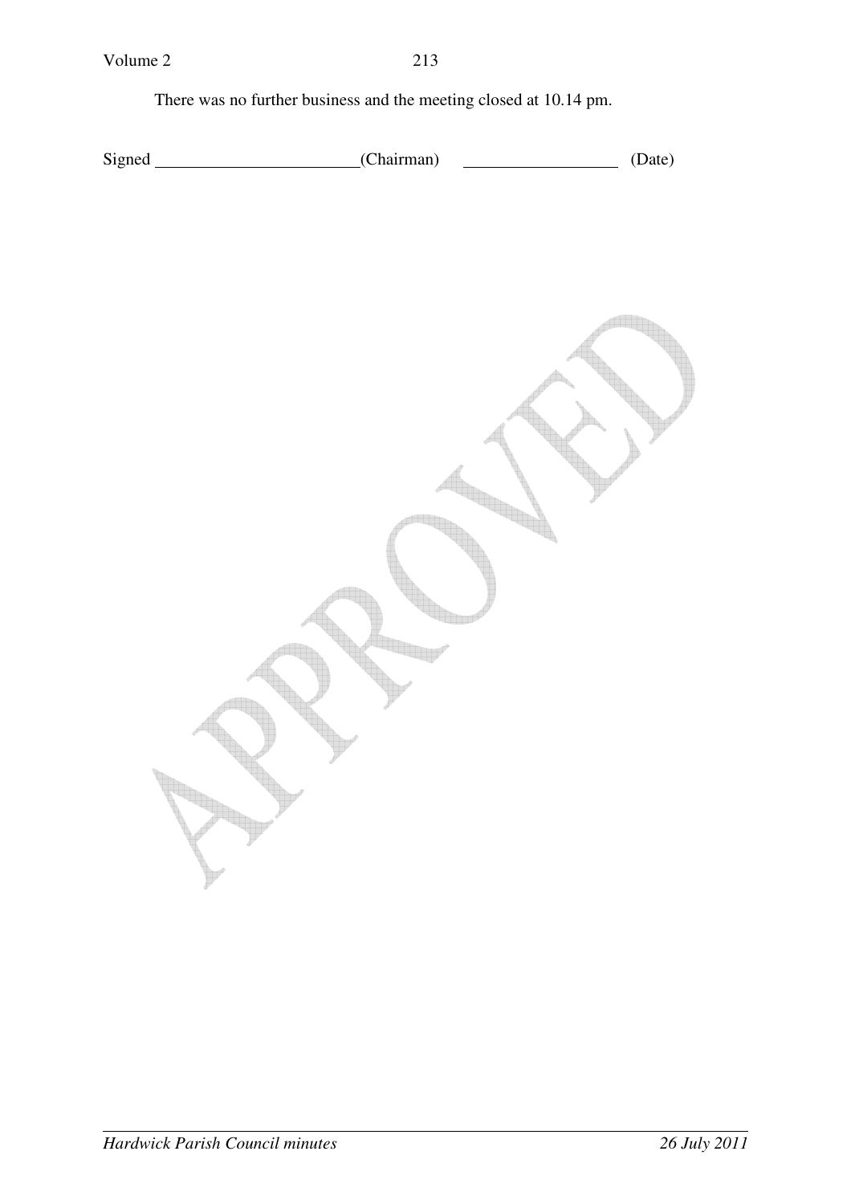There was no further business and the meeting closed at 10.14 pm.

Signed ________________________(Chairman) __________________ (Date)